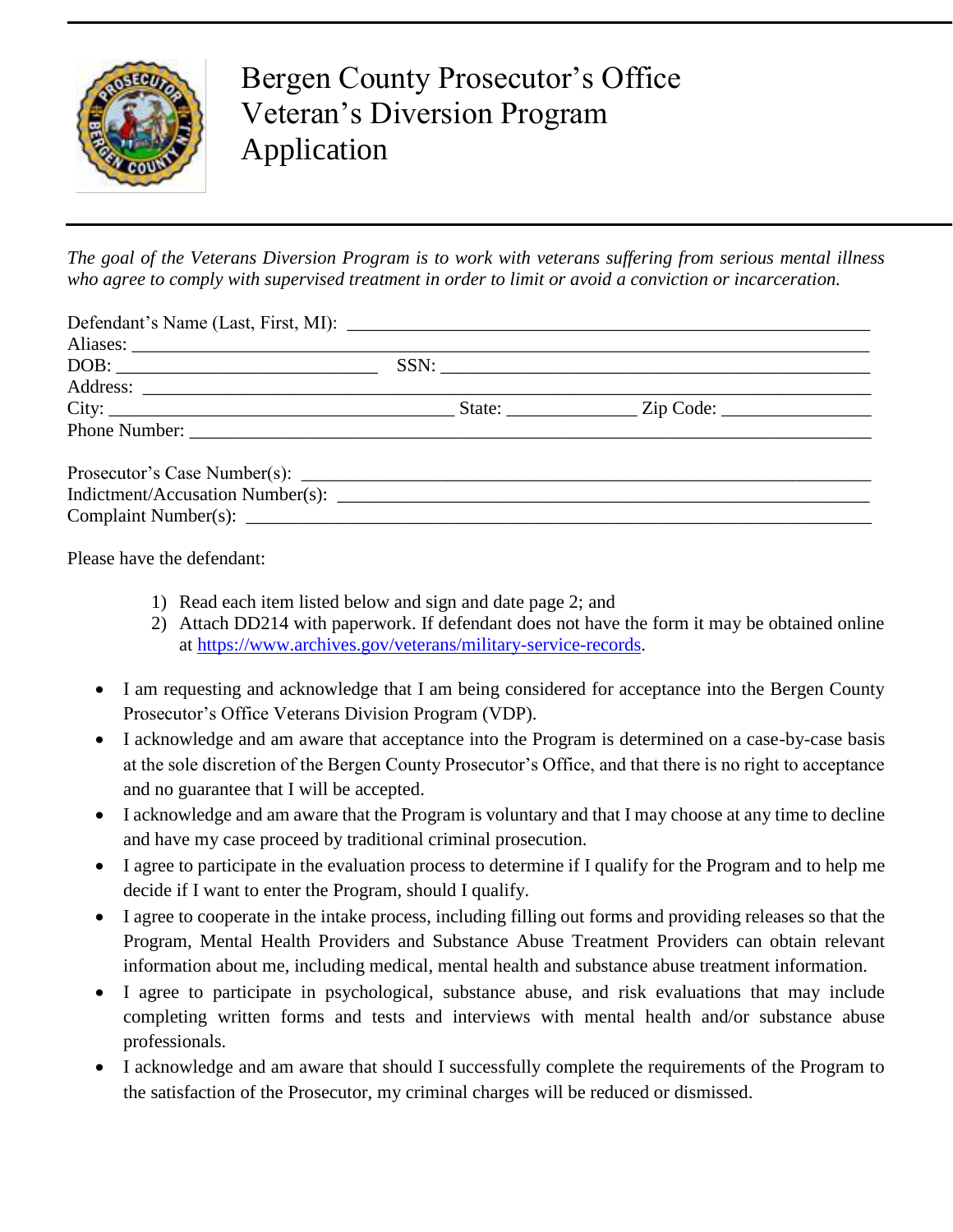# Bergen County Prosecutor's Office
# Veteran's Diversion Program
# Application

*The goal of the Veterans Diversion Program is to work with veterans suffering from serious mental illness who agree to comply with supervised treatment in order to limit or avoid a conviction or incarceration.*

Defendant's Name (Last, First, MI): ______________________________________________

Aliases: ______________________________________________

DOB: ____________________ SSN: ______________________________

Address: ______________________________________________

City: ______________________ State: __________ Zip Code: ____________

Phone Number: ______________________________________________

Prosecutor's Case Number(s): ______________________________________________

Indictment/Accusation Number(s): ______________________________________________

Complaint Number(s): ______________________________________________

Please have the defendant:

1) Read each item listed below and sign and date page 2; and
2) Attach DD214 with paperwork. If defendant does not have the form it may be obtained online at https://www.archives.gov/veterans/military-service-records.

- I am requesting and acknowledge that I am being considered for acceptance into the Bergen County Prosecutor's Office Veterans Division Program (VDP).
- I acknowledge and am aware that acceptance into the Program is determined on a case-by-case basis at the sole discretion of the Bergen County Prosecutor's Office, and that there is no right to acceptance and no guarantee that I will be accepted.
- I acknowledge and am aware that the Program is voluntary and that I may choose at any time to decline and have my case proceed by traditional criminal prosecution.
- I agree to participate in the evaluation process to determine if I qualify for the Program and to help me decide if I want to enter the Program, should I qualify.
- I agree to cooperate in the intake process, including filling out forms and providing releases so that the Program, Mental Health Providers and Substance Abuse Treatment Providers can obtain relevant information about me, including medical, mental health and substance abuse treatment information.
- I agree to participate in psychological, substance abuse, and risk evaluations that may include completing written forms and tests and interviews with mental health and/or substance abuse professionals.
- I acknowledge and am aware that should I successfully complete the requirements of the Program to the satisfaction of the Prosecutor, my criminal charges will be reduced or dismissed.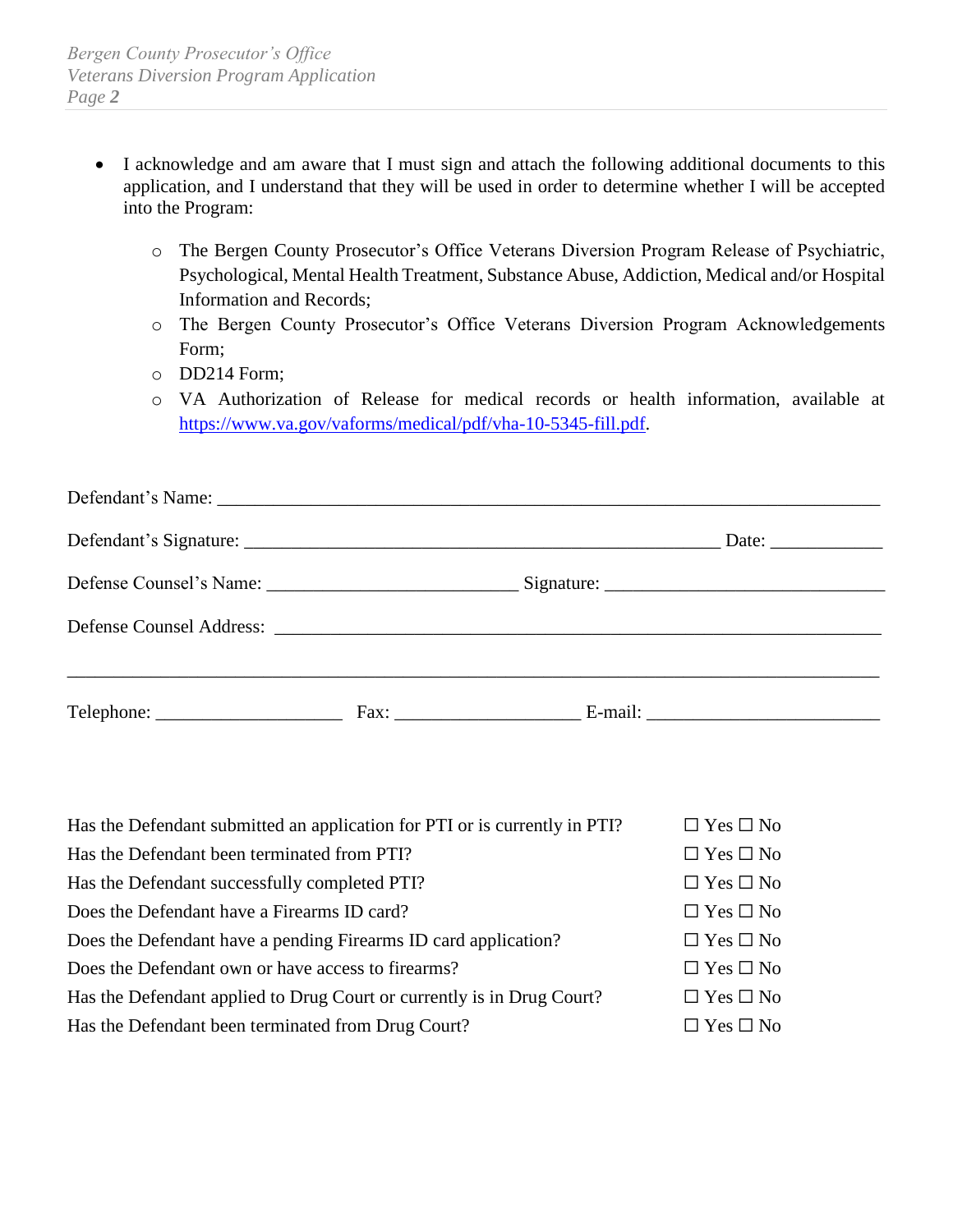- I acknowledge and am aware that I must sign and attach the following additional documents to this application, and I understand that they will be used in order to determine whether I will be accepted into the Program:
  - The Bergen County Prosecutor's Office Veterans Diversion Program Release of Psychiatric, Psychological, Mental Health Treatment, Substance Abuse, Addiction, Medical and/or Hospital Information and Records;
  - The Bergen County Prosecutor's Office Veterans Diversion Program Acknowledgements Form;
  - DD214 Form;
  - VA Authorization of Release for medical records or health information, available at https://www.va.gov/vaforms/medical/pdf/vha-10-5345-fill.pdf.

Defendant's Name: ___________________________________________________________________________

Defendant's Signature: _____________________________________________________ Date: ____________

Defense Counsel's Name: ___________________________ Signature: ______________________________

Defense Counsel Address: __________________________________________________________________

___________________________________________________________________________________________

Telephone: ____________________ Fax: ____________________ E-mail: _________________________

| | |
|---|---|
| Has the Defendant submitted an application for PTI or is currently in PTI? | ☐ Yes ☐ No |
| Has the Defendant been terminated from PTI? | ☐ Yes ☐ No |
| Has the Defendant successfully completed PTI? | ☐ Yes ☐ No |
| Does the Defendant have a Firearms ID card? | ☐ Yes ☐ No |
| Does the Defendant have a pending Firearms ID card application? | ☐ Yes ☐ No |
| Does the Defendant own or have access to firearms? | ☐ Yes ☐ No |
| Has the Defendant applied to Drug Court or currently is in Drug Court? | ☐ Yes ☐ No |
| Has the Defendant been terminated from Drug Court? | ☐ Yes ☐ No |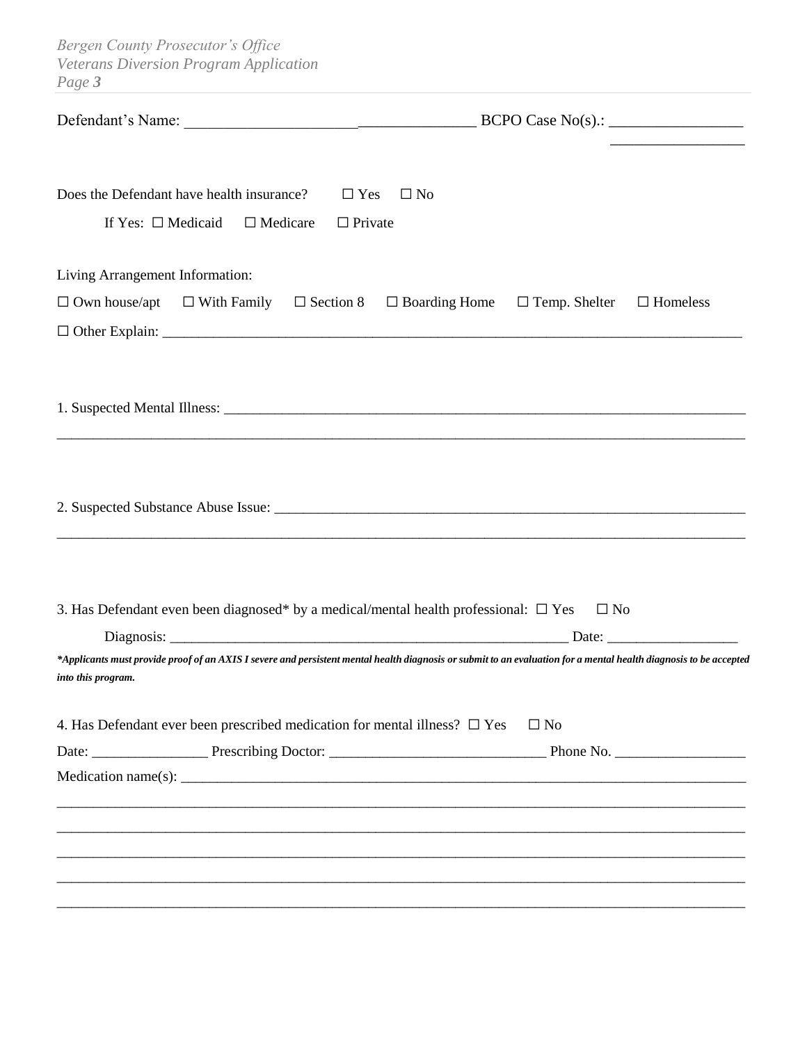Defendant's Name: \_\_\_\_\_\_\_\_\_\_\_\_\_\_\_\_\_\_\_\_\_\_\_\_\_\_\_\_\_\_\_\_\_\_\_\_\_ BCPO Case No(s).: \_\_\_\_\_\_\_\_\_\_\_\_\_\_\_\_\_

\_\_\_\_\_\_\_\_\_\_\_\_\_\_\_\_\_

Does the Defendant have health insurance? ☐ Yes ☐ No

If Yes: ☐ Medicaid ☐ Medicare ☐ Private

Living Arrangement Information:

☐ Own house/apt ☐ With Family ☐ Section 8 ☐ Boarding Home ☐ Temp. Shelter ☐ Homeless

☐ Other Explain: \_\_\_\_\_\_\_\_\_\_\_\_\_\_\_\_\_\_\_\_\_\_\_\_\_\_\_\_\_\_\_\_\_\_\_\_\_\_\_\_\_\_\_\_\_\_\_\_\_\_\_\_\_\_\_\_\_\_\_\_\_\_\_\_\_\_\_\_\_\_\_\_

1. Suspected Mental Illness: \_\_\_\_\_\_\_\_\_\_\_\_\_\_\_\_\_\_\_\_\_\_\_\_\_\_\_\_\_\_\_\_\_\_\_\_\_\_\_\_\_\_\_\_\_\_\_\_\_\_\_\_\_\_\_\_\_\_\_\_\_\_\_

\_\_\_\_\_\_\_\_\_\_\_\_\_\_\_\_\_\_\_\_\_\_\_\_\_\_\_\_\_\_\_\_\_\_\_\_\_\_\_\_\_\_\_\_\_\_\_\_\_\_\_\_\_\_\_\_\_\_\_\_\_\_\_\_\_\_\_\_\_\_\_\_\_\_\_\_\_\_\_\_\_\_\_\_\_\_

2. Suspected Substance Abuse Issue: \_\_\_\_\_\_\_\_\_\_\_\_\_\_\_\_\_\_\_\_\_\_\_\_\_\_\_\_\_\_\_\_\_\_\_\_\_\_\_\_\_\_\_\_\_\_\_\_\_\_\_\_\_\_\_\_\_

\_\_\_\_\_\_\_\_\_\_\_\_\_\_\_\_\_\_\_\_\_\_\_\_\_\_\_\_\_\_\_\_\_\_\_\_\_\_\_\_\_\_\_\_\_\_\_\_\_\_\_\_\_\_\_\_\_\_\_\_\_\_\_\_\_\_\_\_\_\_\_\_\_\_\_\_\_\_\_\_\_\_\_\_\_\_

3. Has Defendant even been diagnosed* by a medical/mental health professional: ☐ Yes ☐ No

Diagnosis: \_\_\_\_\_\_\_\_\_\_\_\_\_\_\_\_\_\_\_\_\_\_\_\_\_\_\_\_\_\_\_\_\_\_\_\_\_\_\_\_\_\_\_\_\_\_\_\_\_\_\_\_\_\_\_ Date: \_\_\_\_\_\_\_\_\_\_\_\_\_\_\_\_\_\_

***Applicants must provide proof of an AXIS I severe and persistent mental health diagnosis or submit to an evaluation for a mental health diagnosis to be accepted into this program.***

4. Has Defendant ever been prescribed medication for mental illness? ☐ Yes ☐ No

Date: \_\_\_\_\_\_\_\_\_\_\_\_\_\_\_\_ Prescribing Doctor: \_\_\_\_\_\_\_\_\_\_\_\_\_\_\_\_\_\_\_\_\_\_\_\_\_\_\_\_\_\_ Phone No. \_\_\_\_\_\_\_\_\_\_\_\_\_\_\_\_\_\_

Medication name(s): \_\_\_\_\_\_\_\_\_\_\_\_\_\_\_\_\_\_\_\_\_\_\_\_\_\_\_\_\_\_\_\_\_\_\_\_\_\_\_\_\_\_\_\_\_\_\_\_\_\_\_\_\_\_\_\_\_\_\_\_\_\_\_\_\_\_\_\_\_\_\_\_\_

\_\_\_\_\_\_\_\_\_\_\_\_\_\_\_\_\_\_\_\_\_\_\_\_\_\_\_\_\_\_\_\_\_\_\_\_\_\_\_\_\_\_\_\_\_\_\_\_\_\_\_\_\_\_\_\_\_\_\_\_\_\_\_\_\_\_\_\_\_\_\_\_\_\_\_\_\_\_\_\_\_\_\_\_\_\_

\_\_\_\_\_\_\_\_\_\_\_\_\_\_\_\_\_\_\_\_\_\_\_\_\_\_\_\_\_\_\_\_\_\_\_\_\_\_\_\_\_\_\_\_\_\_\_\_\_\_\_\_\_\_\_\_\_\_\_\_\_\_\_\_\_\_\_\_\_\_\_\_\_\_\_\_\_\_\_\_\_\_\_\_\_\_

\_\_\_\_\_\_\_\_\_\_\_\_\_\_\_\_\_\_\_\_\_\_\_\_\_\_\_\_\_\_\_\_\_\_\_\_\_\_\_\_\_\_\_\_\_\_\_\_\_\_\_\_\_\_\_\_\_\_\_\_\_\_\_\_\_\_\_\_\_\_\_\_\_\_\_\_\_\_\_\_\_\_\_\_\_\_

\_\_\_\_\_\_\_\_\_\_\_\_\_\_\_\_\_\_\_\_\_\_\_\_\_\_\_\_\_\_\_\_\_\_\_\_\_\_\_\_\_\_\_\_\_\_\_\_\_\_\_\_\_\_\_\_\_\_\_\_\_\_\_\_\_\_\_\_\_\_\_\_\_\_\_\_\_\_\_\_\_\_\_\_\_\_

\_\_\_\_\_\_\_\_\_\_\_\_\_\_\_\_\_\_\_\_\_\_\_\_\_\_\_\_\_\_\_\_\_\_\_\_\_\_\_\_\_\_\_\_\_\_\_\_\_\_\_\_\_\_\_\_\_\_\_\_\_\_\_\_\_\_\_\_\_\_\_\_\_\_\_\_\_\_\_\_\_\_\_\_\_\_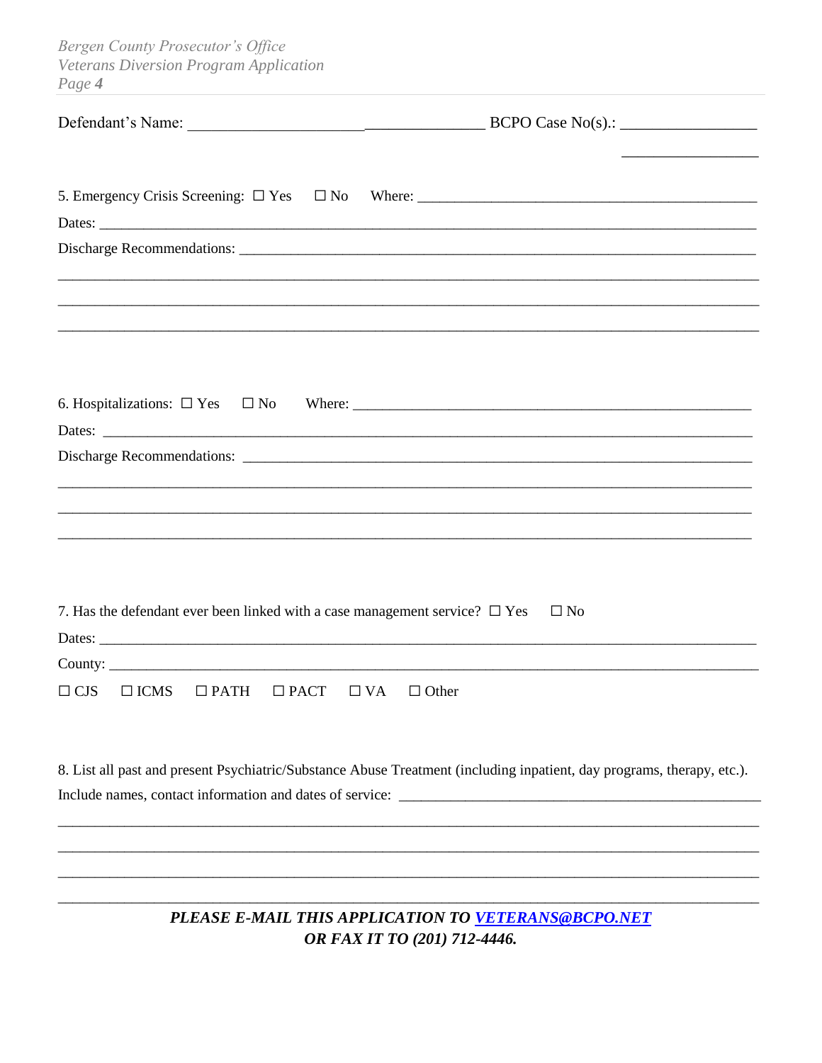Defendant's Name: ____________________________________ BCPO Case No(s).: ________________

________________

5. Emergency Crisis Screening: ☐ Yes ☐ No Where: ________________________________________

Dates: ____________________________________________________________________________

Discharge Recommendations: ____________________________________________________________

______________________________________________________________________________________

______________________________________________________________________________________

______________________________________________________________________________________

6. Hospitalizations: ☐ Yes ☐ No Where: ____________________________________________

Dates: ____________________________________________________________________________

Discharge Recommendations: ____________________________________________________________

______________________________________________________________________________________

______________________________________________________________________________________

______________________________________________________________________________________

7. Has the defendant ever been linked with a case management service? ☐ Yes ☐ No

Dates: ____________________________________________________________________________

County: ___________________________________________________________________________

☐ CJS ☐ ICMS ☐ PATH ☐ PACT ☐ VA ☐ Other

8. List all past and present Psychiatric/Substance Abuse Treatment (including inpatient, day programs, therapy, etc.). Include names, contact information and dates of service: ______________________________________

______________________________________________________________________________________

______________________________________________________________________________________

______________________________________________________________________________________

______________________________________________________________________________________

***PLEASE E-MAIL THIS APPLICATION TO [VETERANS@BCPO.NET](mailto:VETERANS@BCPO.NET)***
***OR FAX IT TO (201) 712-4446.***